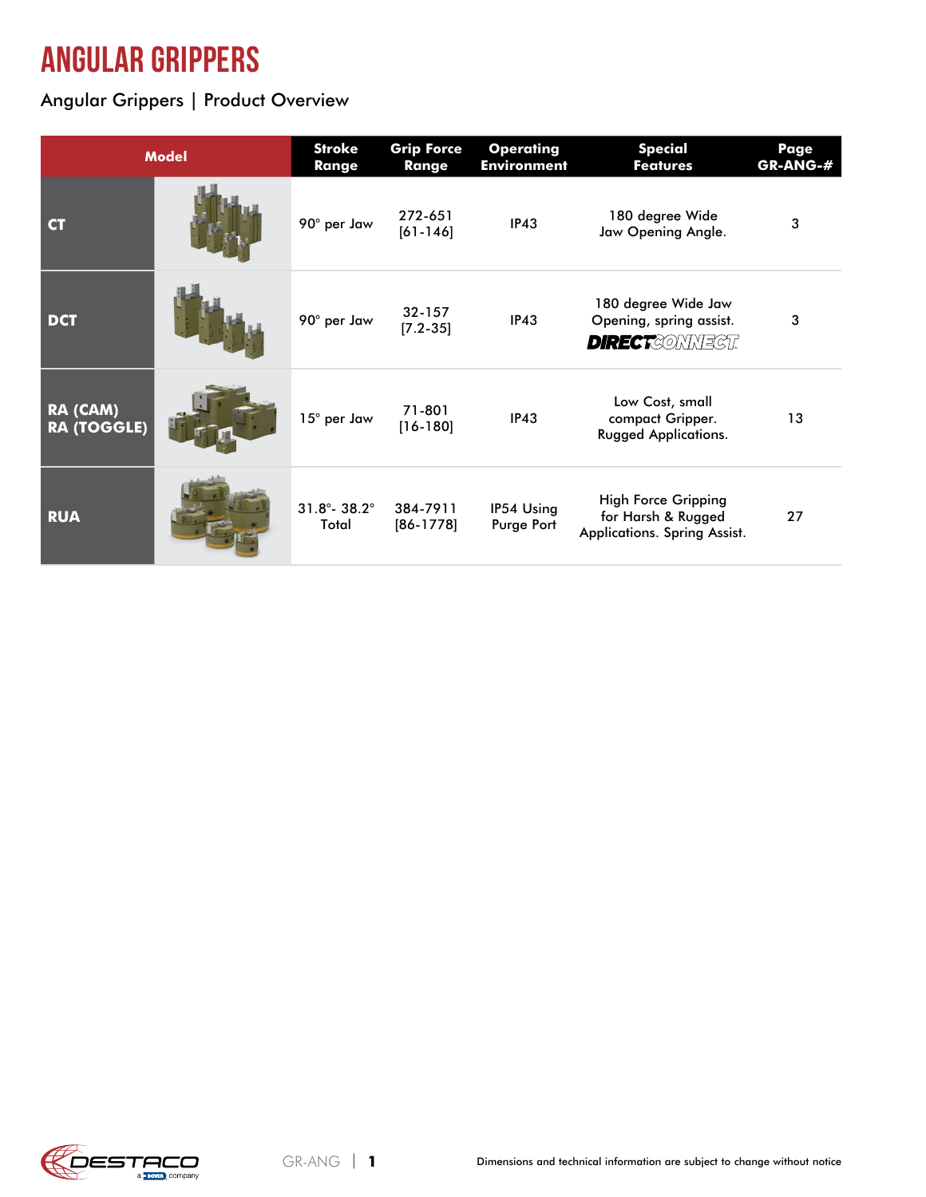# ANGULAR GRIPPERS

## Angular Grippers | Product Overview

| Model | | Stroke Range | Grip Force Range | Operating Environment | Special Features | Page GR-ANG-# |
|---|---|---|---|---|---|---|
| **CT** | | 90° per Jaw | 272-651 [61-146] | IP43 | 180 degree Wide Jaw Opening Angle. | 3 |
| **DCT** | | 90° per Jaw | 32-157 [7.2-35] | IP43 | 180 degree Wide Jaw Opening, spring assist. DIRECTCONNECT | 3 |
| **RA (CAM) RA (TOGGLE)** | | 15° per Jaw | 71-801 [16-180] | IP43 | Low Cost, small compact Gripper. Rugged Applications. | 13 |
| **RUA** | | 31.8°- 38.2° Total | 384-7911 [86-1778] | IP54 Using Purge Port | High Force Gripping for Harsh & Rugged Applications. Spring Assist. | 27 |

Dimensions and technical information are subject to change without notice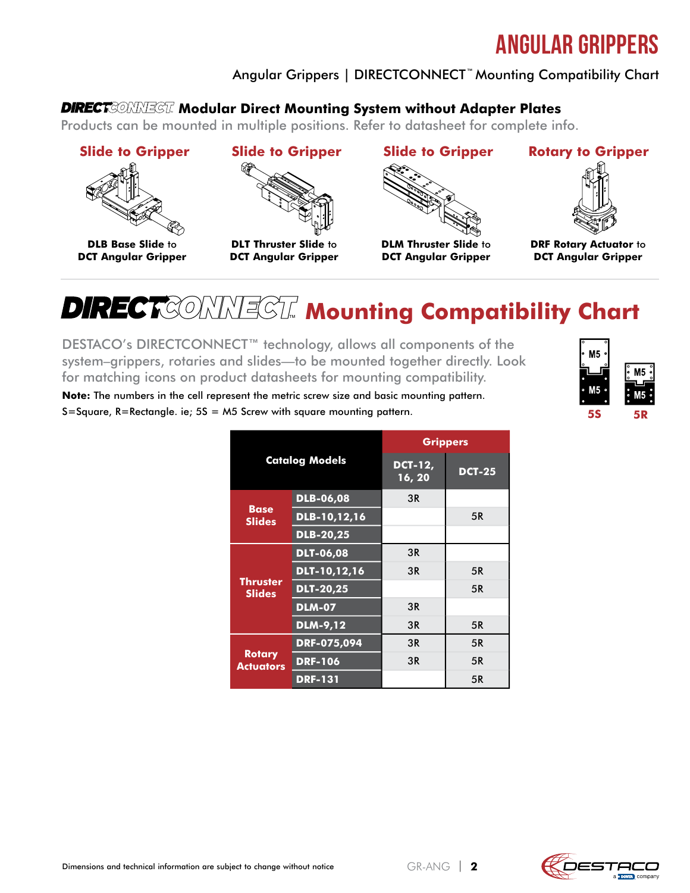# ANGULAR GRIPPERS

Angular Grippers | DIRECTCONNECT™ Mounting Compatibility Chart

## DIRECTCONNECT Modular Direct Mounting System without Adapter Plates

Products can be mounted in multiple positions. Refer to datasheet for complete info.

**Slide to Gripper**

**DLB Base Slide** to **DCT Angular Gripper**

**Slide to Gripper**

**DLT Thruster Slide** to **DCT Angular Gripper**

**Slide to Gripper**

**DLM Thruster Slide** to **DCT Angular Gripper**

**Rotary to Gripper**

**DRF Rotary Actuator** to **DCT Angular Gripper**

## DIRECTCONNECT™ Mounting Compatibility Chart

DESTACO's DIRECTCONNECT™ technology, allows all components of the system–grippers, rotaries and slides—to be mounted together directly. Look for matching icons on product datasheets for mounting compatibility.

**Note:** The numbers in the cell represent the metric screw size and basic mounting pattern. S=Square, R=Rectangle. ie; 5S = M5 Screw with square mounting pattern.

M5 M5 **5S** | M5 M5 **5R**

| Catalog Models | | Grippers | |
|---|---|---|---|
| | | DCT-12, 16, 20 | DCT-25 |
| Base Slides | DLB-06,08 | 3R | |
| | DLB-10,12,16 | | 5R |
| | DLB-20,25 | | |
| Thruster Slides | DLT-06,08 | 3R | |
| | DLT-10,12,16 | 3R | 5R |
| | DLT-20,25 | | 5R |
| | DLM-07 | 3R | |
| | DLM-9,12 | 3R | 5R |
| Rotary Actuators | DRF-075,094 | 3R | 5R |
| | DRF-106 | 3R | 5R |
| | DRF-131 | | 5R |

Dimensions and technical information are subject to change without notice